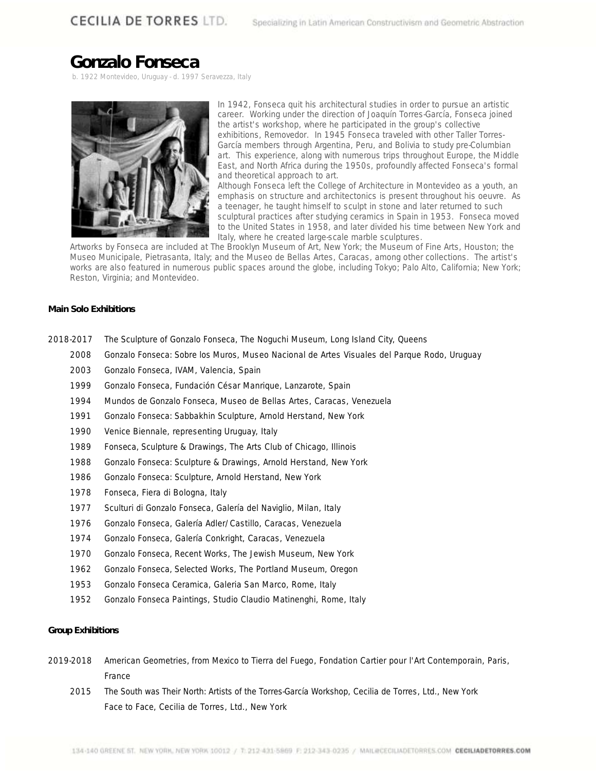# Gonzalo Fonseca

b. 1922 Montevideo, Uruguay - d. 1997 Seravezza, Italy

In 1942, Fonseca quit his architectural studies in order to pursue an artistic career. Working under the direction of Joaquín Torres-García, Fonseca joined the artist's workshop, where he participated in the group's collective exhibitions, Removedor. In 1945 Fonseca traveled with other Taller Torres-García members through Argentina, Peru, and Bolivia to study pre-Columbian art. This experience, along with numerous trips throughout Europe, the Middle East, and North Africa during the 1950s, profoundly affected Fonseca's formal and theoretical approach to art.

Although Fonseca left the College of Architecture in Montevideo as a youth, an emphasis on structure and architectonics is present throughout his oeuvre. As a teenager, he taught himself to sculpt in stone and later returned to such sculptural practices after studying ceramics in Spain in 1953. Fonseca moved to the United States in 1958, and later divided his time between New York and Italy, where he created large-scale marble sculptures.

Artworks by Fonseca are included at The Brooklyn Museum of Art, New York; the Museum of Fine Arts, Houston; the Museo Municipale, Pietrasanta, Italy; and the Museo de Bellas Artes, Caracas, among other collections. The artist's works are also featured in numerous public spaces around the globe, including Tokyo; Palo Alto, California; New York; Reston, Virginia; and Montevideo.

**Main Solo Exhibitions**

2018-2017 The Sculpture of Gonzalo Fonseca, The Noguchi Museum, Long Island City, Queens
2008 Gonzalo Fonseca: Sobre los Muros, Museo Nacional de Artes Visuales del Parque Rodo, Uruguay
2003 Gonzalo Fonseca, IVAM, Valencia, Spain
1999 Gonzalo Fonseca, Fundación César Manrique, Lanzarote, Spain
1994 Mundos de Gonzalo Fonseca, Museo de Bellas Artes, Caracas, Venezuela
1991 Gonzalo Fonseca: Sabbakhin Sculpture, Arnold Herstand, New York
1990 Venice Biennale, representing Uruguay, Italy
1989 Fonseca, Sculpture & Drawings, The Arts Club of Chicago, Illinois
1988 Gonzalo Fonseca: Sculpture & Drawings, Arnold Herstand, New York
1986 Gonzalo Fonseca: Sculpture, Arnold Herstand, New York
1978 Fonseca, Fiera di Bologna, Italy
1977 Sculturi di Gonzalo Fonseca, Galería del Naviglio, Milan, Italy
1976 Gonzalo Fonseca, Galería Adler/Castillo, Caracas, Venezuela
1974 Gonzalo Fonseca, Galería Conkright, Caracas, Venezuela
1970 Gonzalo Fonseca, Recent Works, The Jewish Museum, New York
1962 Gonzalo Fonseca, Selected Works, The Portland Museum, Oregon
1953 Gonzalo Fonseca Ceramica, Galeria San Marco, Rome, Italy
1952 Gonzalo Fonseca Paintings, Studio Claudio Matinenghi, Rome, Italy

**Group Exhibitions**

2019-2018 American Geometries, from Mexico to Tierra del Fuego, Fondation Cartier pour l'Art Contemporain, Paris, France
2015 The South was Their North: Artists of the Torres-García Workshop, Cecilia de Torres, Ltd., New York
Face to Face, Cecilia de Torres, Ltd., New York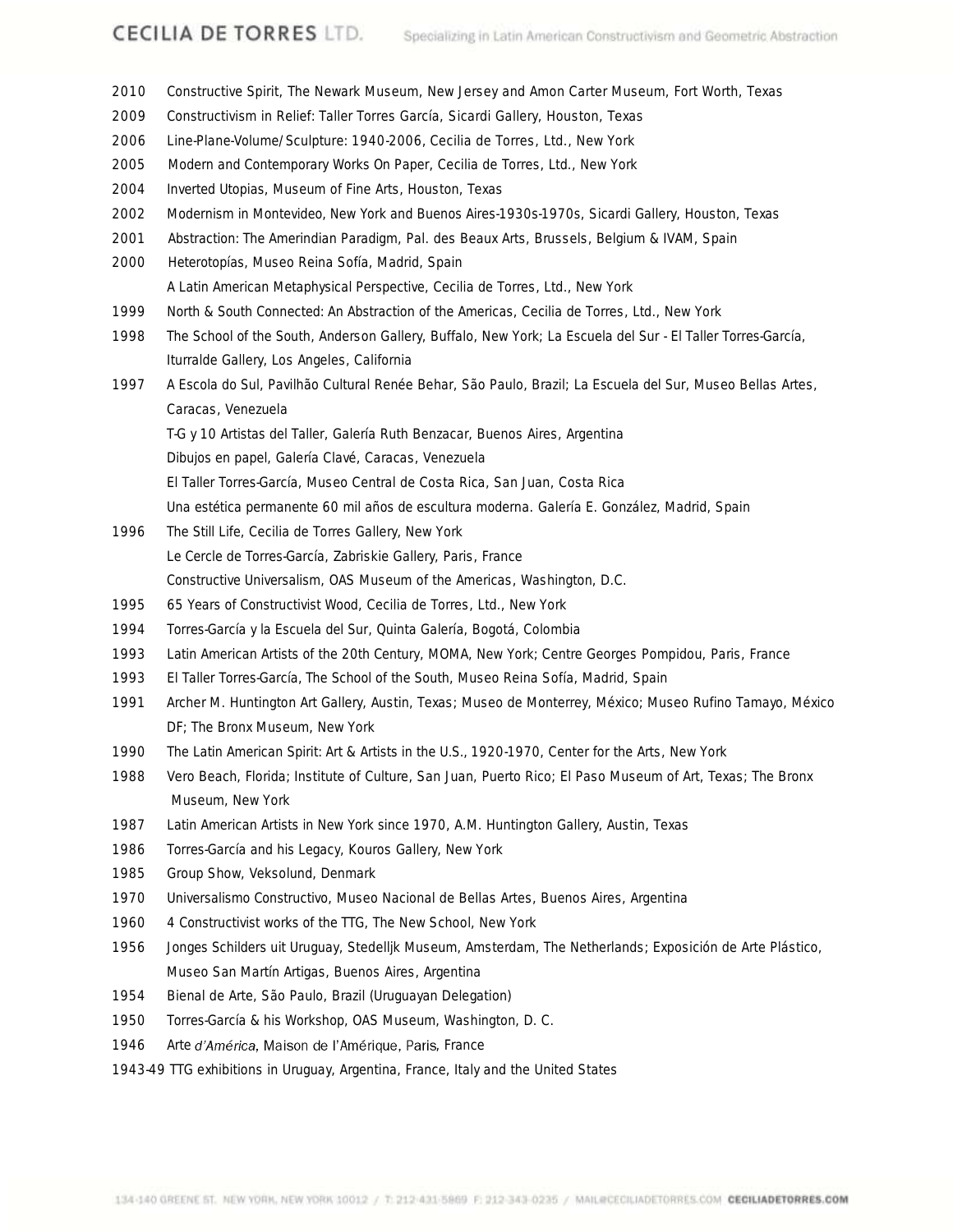2010 Constructive Spirit, The Newark Museum, New Jersey and Amon Carter Museum, Fort Worth, Texas

2009 Constructivism in Relief: Taller Torres García, Sicardi Gallery, Houston, Texas

2006 Line-Plane-Volume/Sculpture: 1940-2006, Cecilia de Torres, Ltd., New York

2005 Modern and Contemporary Works On Paper, Cecilia de Torres, Ltd., New York

2004 Inverted Utopias, Museum of Fine Arts, Houston, Texas

2002 Modernism in Montevideo, New York and Buenos Aires-1930s-1970s, Sicardi Gallery, Houston, Texas

2001 Abstraction: The Amerindian Paradigm, Pal. des Beaux Arts, Brussels, Belgium & IVAM, Spain

2000 Heterotopías, Museo Reina Sofía, Madrid, Spain
A Latin American Metaphysical Perspective, Cecilia de Torres, Ltd., New York

1999 North & South Connected: An Abstraction of the Americas, Cecilia de Torres, Ltd., New York

1998 The School of the South, Anderson Gallery, Buffalo, New York; La Escuela del Sur - El Taller Torres-García, Iturralde Gallery, Los Angeles, California

1997 A Escola do Sul, Pavilhão Cultural Renée Behar, São Paulo, Brazil; La Escuela del Sur, Museo Bellas Artes, Caracas, Venezuela
T-G y 10 Artistas del Taller, Galería Ruth Benzacar, Buenos Aires, Argentina
Dibujos en papel, Galería Clavé, Caracas, Venezuela
El Taller Torres-García, Museo Central de Costa Rica, San Juan, Costa Rica
Una estética permanente 60 mil años de escultura moderna. Galería E. González, Madrid, Spain

1996 The Still Life, Cecilia de Torres Gallery, New York
Le Cercle de Torres-García, Zabriskie Gallery, Paris, France
Constructive Universalism, OAS Museum of the Americas, Washington, D.C.

1995 65 Years of Constructivist Wood, Cecilia de Torres, Ltd., New York

1994 Torres-García y la Escuela del Sur, Quinta Galería, Bogotá, Colombia

1993 Latin American Artists of the 20th Century, MOMA, New York; Centre Georges Pompidou, Paris, France

1993 El Taller Torres-García, The School of the South, Museo Reina Sofía, Madrid, Spain

1991 Archer M. Huntington Art Gallery, Austin, Texas; Museo de Monterrey, México; Museo Rufino Tamayo, México DF; The Bronx Museum, New York

1990 The Latin American Spirit: Art & Artists in the U.S., 1920-1970, Center for the Arts, New York

1988 Vero Beach, Florida; Institute of Culture, San Juan, Puerto Rico; El Paso Museum of Art, Texas; The Bronx Museum, New York

1987 Latin American Artists in New York since 1970, A.M. Huntington Gallery, Austin, Texas

1986 Torres-García and his Legacy, Kouros Gallery, New York

1985 Group Show, Veksolund, Denmark

1970 Universalismo Constructivo, Museo Nacional de Bellas Artes, Buenos Aires, Argentina

1960 4 Constructivist works of the TTG, The New School, New York

1956 Jonges Schilders uit Uruguay, Stedelljk Museum, Amsterdam, The Netherlands; Exposición de Arte Plástico, Museo San Martín Artigas, Buenos Aires, Argentina

1954 Bienal de Arte, São Paulo, Brazil (Uruguayan Delegation)

1950 Torres-García & his Workshop, OAS Museum, Washington, D. C.

1946 Arte *d'América*, Maison de l'Amérique, Paris, France

1943-49 TTG exhibitions in Uruguay, Argentina, France, Italy and the United States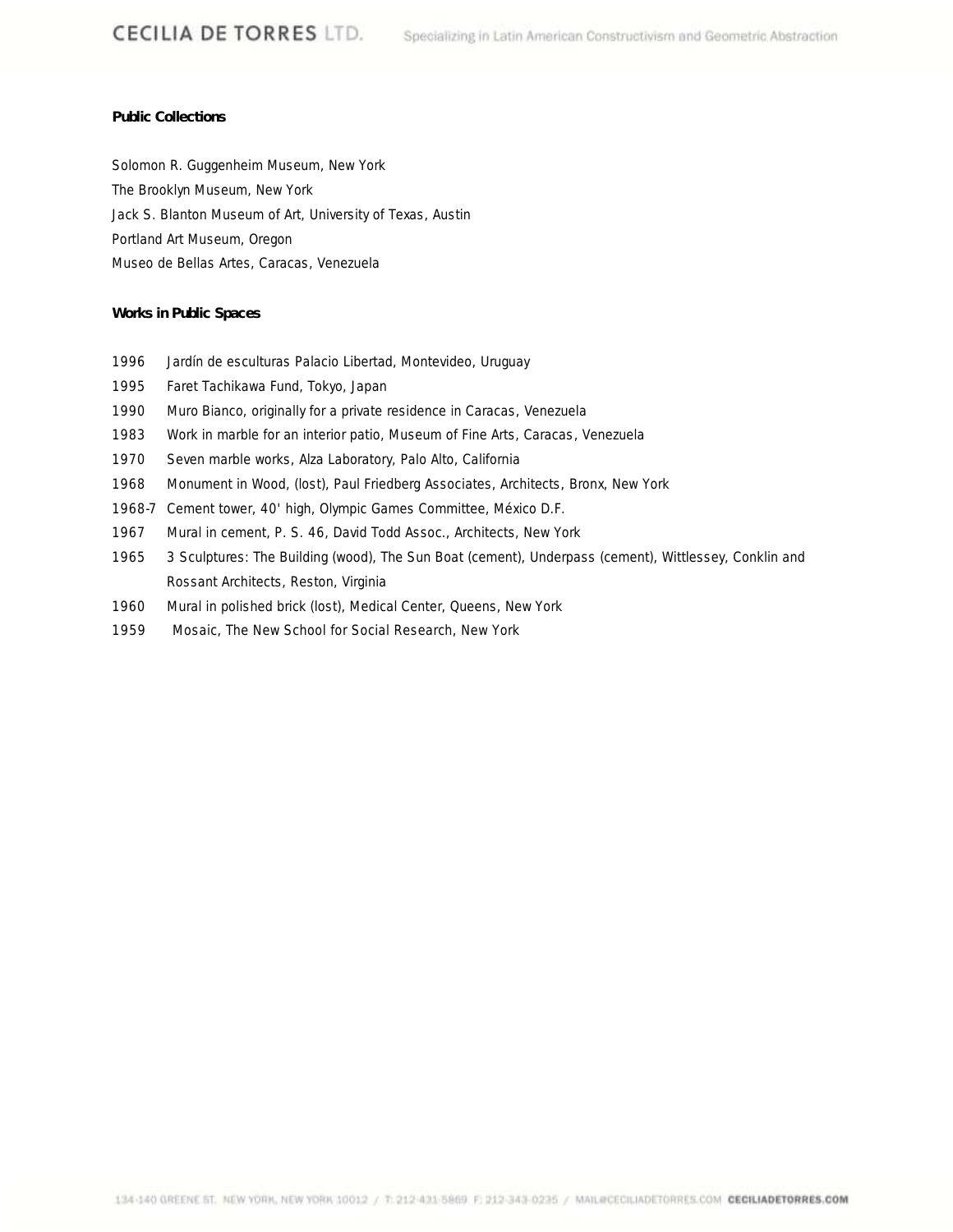**Public Collections**

Solomon R. Guggenheim Museum, New York
The Brooklyn Museum, New York
Jack S. Blanton Museum of Art, University of Texas, Austin
Portland Art Museum, Oregon
Museo de Bellas Artes, Caracas, Venezuela

**Works in Public Spaces**

1996 Jardín de esculturas Palacio Libertad, Montevideo, Uruguay
1995 Faret Tachikawa Fund, Tokyo, Japan
1990 Muro Bianco, originally for a private residence in Caracas, Venezuela
1983 Work in marble for an interior patio, Museum of Fine Arts, Caracas, Venezuela
1970 Seven marble works, Alza Laboratory, Palo Alto, California
1968 Monument in Wood, (lost), Paul Friedberg Associates, Architects, Bronx, New York
1968-7 Cement tower, 40' high, Olympic Games Committee, México D.F.
1967 Mural in cement, P. S. 46, David Todd Assoc., Architects, New York
1965 3 Sculptures: The Building (wood), The Sun Boat (cement), Underpass (cement), Wittlessey, Conklin and Rossant Architects, Reston, Virginia
1960 Mural in polished brick (lost), Medical Center, Queens, New York
1959 Mosaic, The New School for Social Research, New York